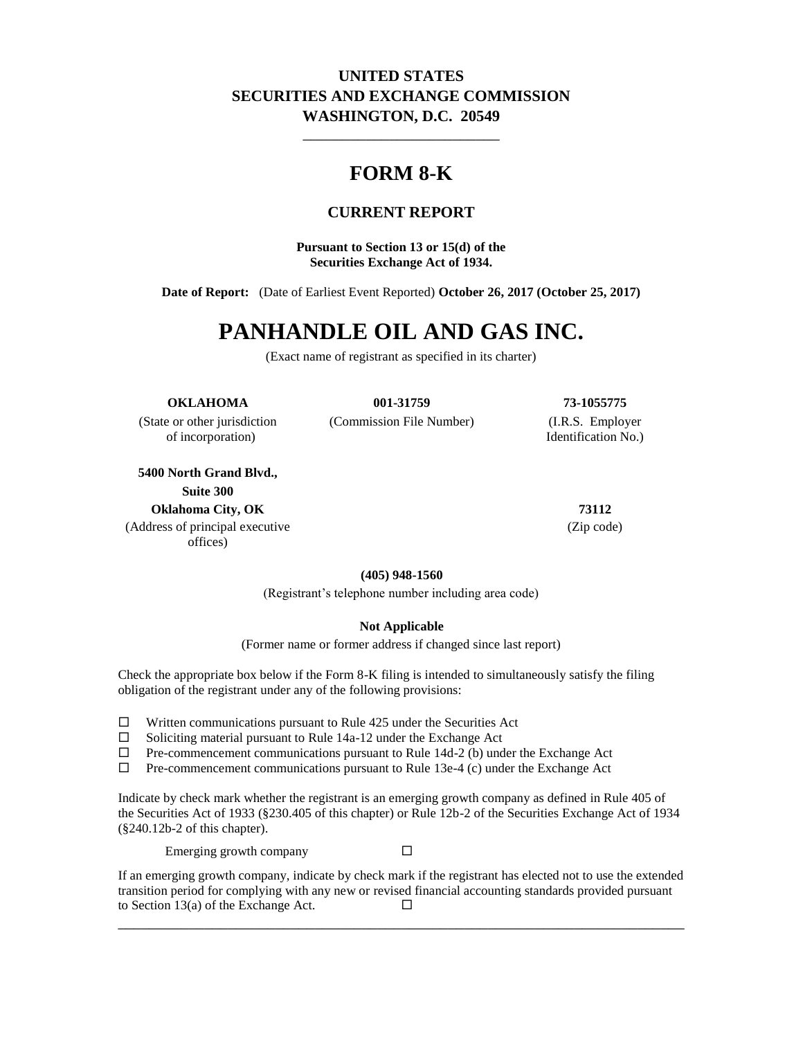**UNITED STATES**
**SECURITIES AND EXCHANGE COMMISSION**
**WASHINGTON, D.C. 20549**

---

# FORM 8-K

## CURRENT REPORT

**Pursuant to Section 13 or 15(d) of the**
**Securities Exchange Act of 1934.**

**Date of Report:** (Date of Earliest Event Reported) **October 26, 2017 (October 25, 2017)**

# PANHANDLE OIL AND GAS INC.

(Exact name of registrant as specified in its charter)

| | | |
|---|---|---|
| **OKLAHOMA** | **001-31759** | **73-1055775** |
| (State or other jurisdiction of incorporation) | (Commission File Number) | (I.R.S. Employer Identification No.) |

| | |
|---|---|
| **5400 North Grand Blvd., Suite 300 Oklahoma City, OK** | **73112** |
| (Address of principal executive offices) | (Zip code) |

**(405) 948-1560**
(Registrant's telephone number including area code)

**Not Applicable**
(Former name or former address if changed since last report)

Check the appropriate box below if the Form 8-K filing is intended to simultaneously satisfy the filing obligation of the registrant under any of the following provisions:

☐ Written communications pursuant to Rule 425 under the Securities Act
☐ Soliciting material pursuant to Rule 14a-12 under the Exchange Act
☐ Pre-commencement communications pursuant to Rule 14d-2 (b) under the Exchange Act
☐ Pre-commencement communications pursuant to Rule 13e-4 (c) under the Exchange Act

Indicate by check mark whether the registrant is an emerging growth company as defined in Rule 405 of the Securities Act of 1933 (§230.405 of this chapter) or Rule 12b-2 of the Securities Exchange Act of 1934 (§240.12b-2 of this chapter).

Emerging growth company ☐

If an emerging growth company, indicate by check mark if the registrant has elected not to use the extended transition period for complying with any new or revised financial accounting standards provided pursuant to Section 13(a) of the Exchange Act. ☐

---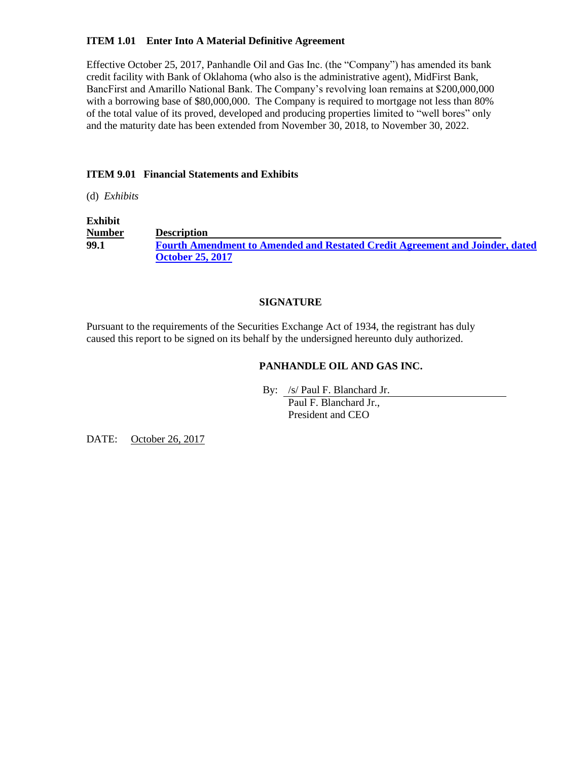**ITEM 1.01 Enter Into A Material Definitive Agreement**

Effective October 25, 2017, Panhandle Oil and Gas Inc. (the "Company") has amended its bank credit facility with Bank of Oklahoma (who also is the administrative agent), MidFirst Bank, BancFirst and Amarillo National Bank. The Company's revolving loan remains at $200,000,000 with a borrowing base of $80,000,000. The Company is required to mortgage not less than 80% of the total value of its proved, developed and producing properties limited to "well bores" only and the maturity date has been extended from November 30, 2018, to November 30, 2022.

**ITEM 9.01 Financial Statements and Exhibits**

(d) *Exhibits*

| Exhibit Number | Description |
|---|---|
| 99.1 | Fourth Amendment to Amended and Restated Credit Agreement and Joinder, dated October 25, 2017 |

**SIGNATURE**

Pursuant to the requirements of the Securities Exchange Act of 1934, the registrant has duly caused this report to be signed on its behalf by the undersigned hereunto duly authorized.

**PANHANDLE OIL AND GAS INC.**

By: /s/ Paul F. Blanchard Jr.
Paul F. Blanchard Jr.,
President and CEO

DATE: October 26, 2017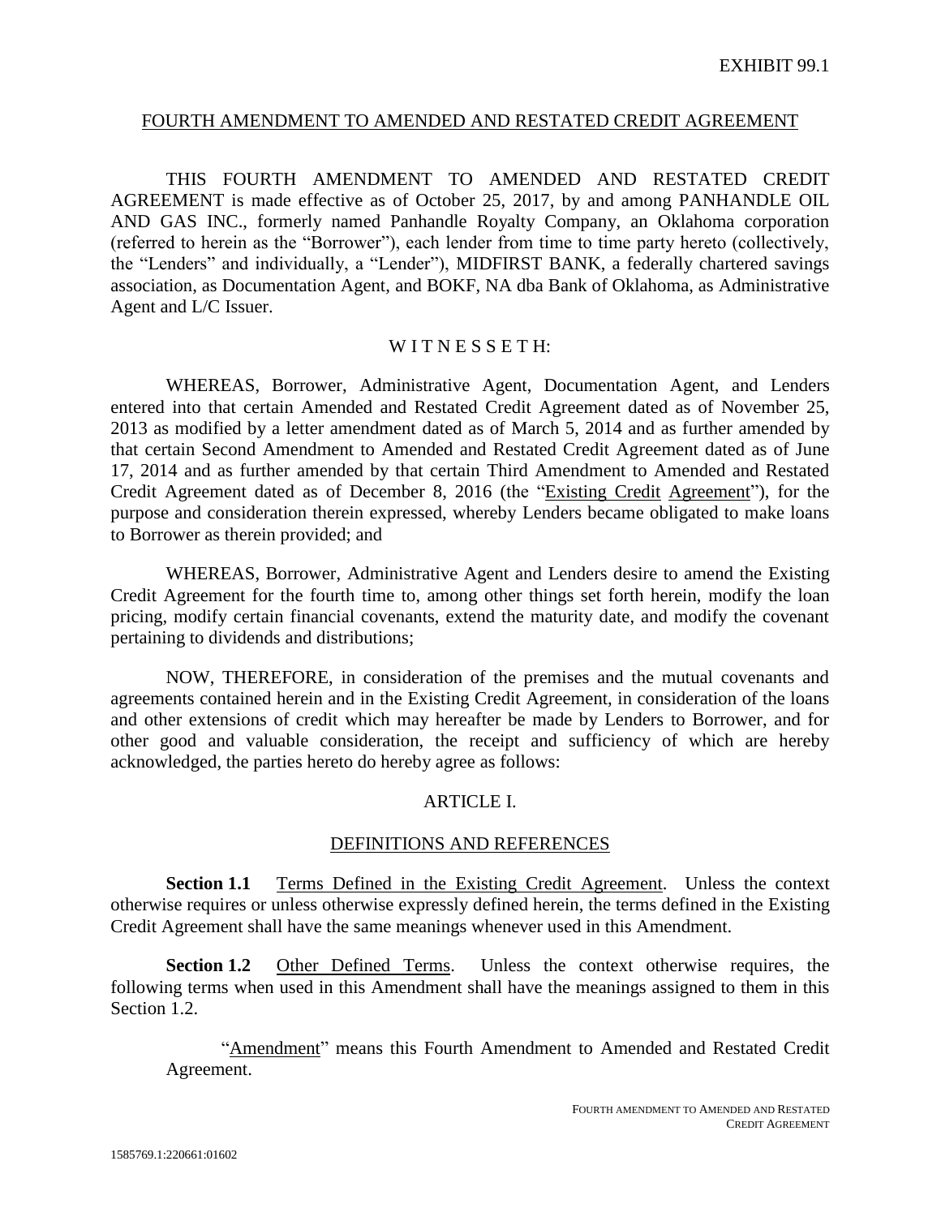EXHIBIT 99.1

## FOURTH AMENDMENT TO AMENDED AND RESTATED CREDIT AGREEMENT

THIS FOURTH AMENDMENT TO AMENDED AND RESTATED CREDIT AGREEMENT is made effective as of October 25, 2017, by and among PANHANDLE OIL AND GAS INC., formerly named Panhandle Royalty Company, an Oklahoma corporation (referred to herein as the "Borrower"), each lender from time to time party hereto (collectively, the "Lenders" and individually, a "Lender"), MIDFIRST BANK, a federally chartered savings association, as Documentation Agent, and BOKF, NA dba Bank of Oklahoma, as Administrative Agent and L/C Issuer.

W I T N E S S E T H:

WHEREAS, Borrower, Administrative Agent, Documentation Agent, and Lenders entered into that certain Amended and Restated Credit Agreement dated as of November 25, 2013 as modified by a letter amendment dated as of March 5, 2014 and as further amended by that certain Second Amendment to Amended and Restated Credit Agreement dated as of June 17, 2014 and as further amended by that certain Third Amendment to Amended and Restated Credit Agreement dated as of December 8, 2016 (the "Existing Credit Agreement"), for the purpose and consideration therein expressed, whereby Lenders became obligated to make loans to Borrower as therein provided; and

WHEREAS, Borrower, Administrative Agent and Lenders desire to amend the Existing Credit Agreement for the fourth time to, among other things set forth herein, modify the loan pricing, modify certain financial covenants, extend the maturity date, and modify the covenant pertaining to dividends and distributions;

NOW, THEREFORE, in consideration of the premises and the mutual covenants and agreements contained herein and in the Existing Credit Agreement, in consideration of the loans and other extensions of credit which may hereafter be made by Lenders to Borrower, and for other good and valuable consideration, the receipt and sufficiency of which are hereby acknowledged, the parties hereto do hereby agree as follows:

### ARTICLE I.

### DEFINITIONS AND REFERENCES

**Section 1.1** Terms Defined in the Existing Credit Agreement. Unless the context otherwise requires or unless otherwise expressly defined herein, the terms defined in the Existing Credit Agreement shall have the same meanings whenever used in this Amendment.

**Section 1.2** Other Defined Terms. Unless the context otherwise requires, the following terms when used in this Amendment shall have the meanings assigned to them in this Section 1.2.

"Amendment" means this Fourth Amendment to Amended and Restated Credit Agreement.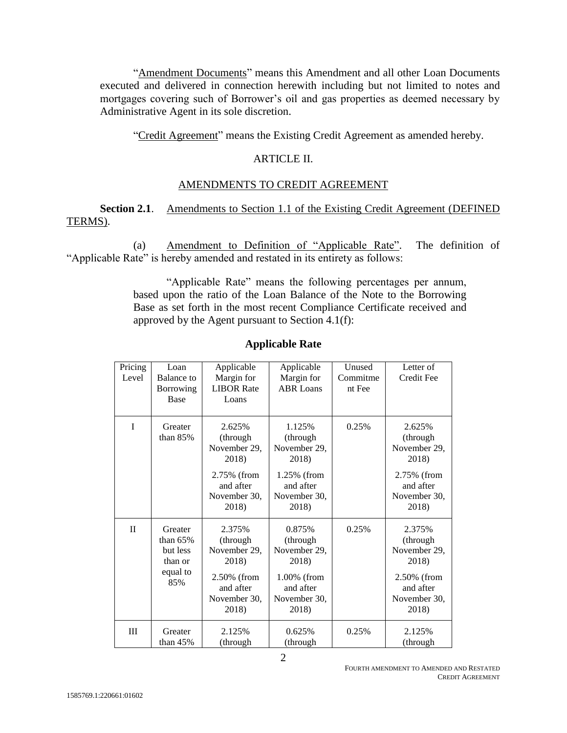"Amendment Documents" means this Amendment and all other Loan Documents executed and delivered in connection herewith including but not limited to notes and mortgages covering such of Borrower's oil and gas properties as deemed necessary by Administrative Agent in its sole discretion.

"Credit Agreement" means the Existing Credit Agreement as amended hereby.

## ARTICLE II.

## AMENDMENTS TO CREDIT AGREEMENT

**Section 2.1**. Amendments to Section 1.1 of the Existing Credit Agreement (DEFINED TERMS).

(a) Amendment to Definition of "Applicable Rate". The definition of "Applicable Rate" is hereby amended and restated in its entirety as follows:

"Applicable Rate" means the following percentages per annum, based upon the ratio of the Loan Balance of the Note to the Borrowing Base as set forth in the most recent Compliance Certificate received and approved by the Agent pursuant to Section 4.1(f):

**Applicable Rate**

| Pricing Level | Loan Balance to Borrowing Base | Applicable Margin for LIBOR Rate Loans | Applicable Margin for ABR Loans | Unused Commitment Fee | Letter of Credit Fee |
|---|---|---|---|---|---|
| I | Greater than 85% | 2.625% (through November 29, 2018)<br>2.75% (from and after November 30, 2018) | 1.125% (through November 29, 2018)<br>1.25% (from and after November 30, 2018) | 0.25% | 2.625% (through November 29, 2018)<br>2.75% (from and after November 30, 2018) |
| II | Greater than 65% but less than or equal to 85% | 2.375% (through November 29, 2018)<br>2.50% (from and after November 30, 2018) | 0.875% (through November 29, 2018)<br>1.00% (from and after November 30, 2018) | 0.25% | 2.375% (through November 29, 2018)<br>2.50% (from and after November 30, 2018) |
| III | Greater than 45% | 2.125% (through | 0.625% (through | 0.25% | 2.125% (through |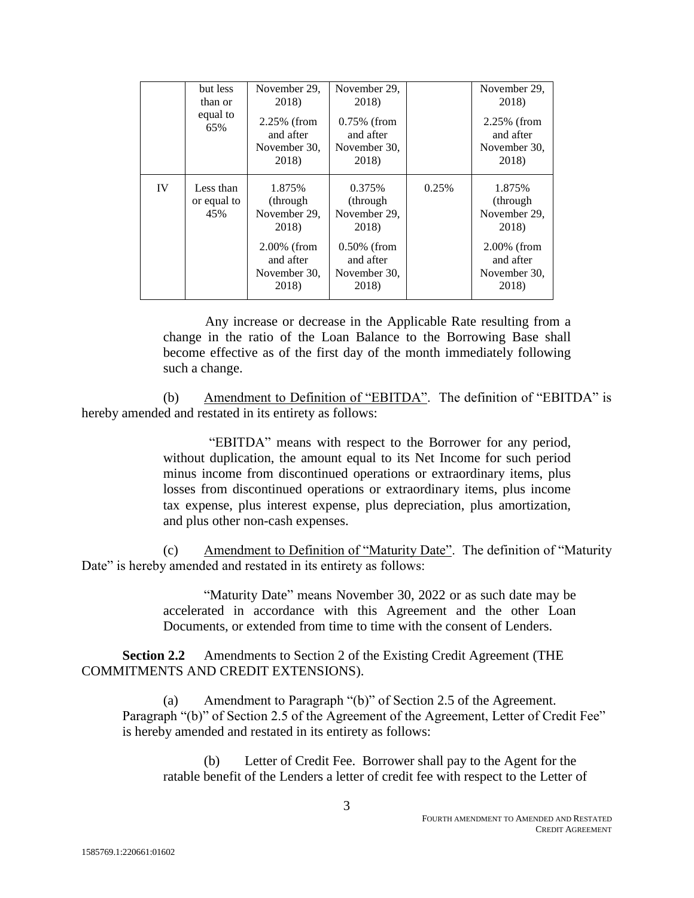| | | | | | |
|---|---|---|---|---|---|
| | but less than or equal to 65% | November 29, 2018)<br><br>2.25% (from and after November 30, 2018) | November 29, 2018)<br><br>0.75% (from and after November 30, 2018) | | November 29, 2018)<br><br>2.25% (from and after November 30, 2018) |
| IV | Less than or equal to 45% | 1.875% (through November 29, 2018)<br><br>2.00% (from and after November 30, 2018) | 0.375% (through November 29, 2018)<br><br>0.50% (from and after November 30, 2018) | 0.25% | 1.875% (through November 29, 2018)<br><br>2.00% (from and after November 30, 2018) |

Any increase or decrease in the Applicable Rate resulting from a change in the ratio of the Loan Balance to the Borrowing Base shall become effective as of the first day of the month immediately following such a change.

(b) Amendment to Definition of "EBITDA". The definition of "EBITDA" is hereby amended and restated in its entirety as follows:

"EBITDA" means with respect to the Borrower for any period, without duplication, the amount equal to its Net Income for such period minus income from discontinued operations or extraordinary items, plus losses from discontinued operations or extraordinary items, plus income tax expense, plus interest expense, plus depreciation, plus amortization, and plus other non-cash expenses.

(c) Amendment to Definition of "Maturity Date". The definition of "Maturity Date" is hereby amended and restated in its entirety as follows:

"Maturity Date" means November 30, 2022 or as such date may be accelerated in accordance with this Agreement and the other Loan Documents, or extended from time to time with the consent of Lenders.

**Section 2.2** Amendments to Section 2 of the Existing Credit Agreement (THE COMMITMENTS AND CREDIT EXTENSIONS).

(a) Amendment to Paragraph "(b)" of Section 2.5 of the Agreement. Paragraph "(b)" of Section 2.5 of the Agreement of the Agreement, Letter of Credit Fee" is hereby amended and restated in its entirety as follows:

(b) Letter of Credit Fee. Borrower shall pay to the Agent for the ratable benefit of the Lenders a letter of credit fee with respect to the Letter of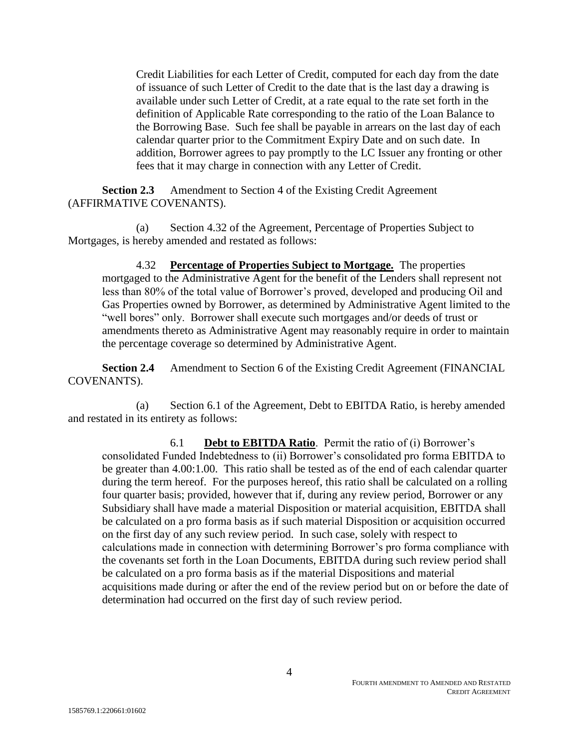Credit Liabilities for each Letter of Credit, computed for each day from the date of issuance of such Letter of Credit to the date that is the last day a drawing is available under such Letter of Credit, at a rate equal to the rate set forth in the definition of Applicable Rate corresponding to the ratio of the Loan Balance to the Borrowing Base. Such fee shall be payable in arrears on the last day of each calendar quarter prior to the Commitment Expiry Date and on such date. In addition, Borrower agrees to pay promptly to the LC Issuer any fronting or other fees that it may charge in connection with any Letter of Credit.

**Section 2.3** Amendment to Section 4 of the Existing Credit Agreement (AFFIRMATIVE COVENANTS).

(a) Section 4.32 of the Agreement, Percentage of Properties Subject to Mortgages, is hereby amended and restated as follows:

4.32 **Percentage of Properties Subject to Mortgage.** The properties mortgaged to the Administrative Agent for the benefit of the Lenders shall represent not less than 80% of the total value of Borrower's proved, developed and producing Oil and Gas Properties owned by Borrower, as determined by Administrative Agent limited to the "well bores" only. Borrower shall execute such mortgages and/or deeds of trust or amendments thereto as Administrative Agent may reasonably require in order to maintain the percentage coverage so determined by Administrative Agent.

**Section 2.4** Amendment to Section 6 of the Existing Credit Agreement (FINANCIAL COVENANTS).

(a) Section 6.1 of the Agreement, Debt to EBITDA Ratio, is hereby amended and restated in its entirety as follows:

6.1 **Debt to EBITDA Ratio**. Permit the ratio of (i) Borrower's consolidated Funded Indebtedness to (ii) Borrower's consolidated pro forma EBITDA to be greater than 4.00:1.00. This ratio shall be tested as of the end of each calendar quarter during the term hereof. For the purposes hereof, this ratio shall be calculated on a rolling four quarter basis; provided, however that if, during any review period, Borrower or any Subsidiary shall have made a material Disposition or material acquisition, EBITDA shall be calculated on a pro forma basis as if such material Disposition or acquisition occurred on the first day of any such review period. In such case, solely with respect to calculations made in connection with determining Borrower's pro forma compliance with the covenants set forth in the Loan Documents, EBITDA during such review period shall be calculated on a pro forma basis as if the material Dispositions and material acquisitions made during or after the end of the review period but on or before the date of determination had occurred on the first day of such review period.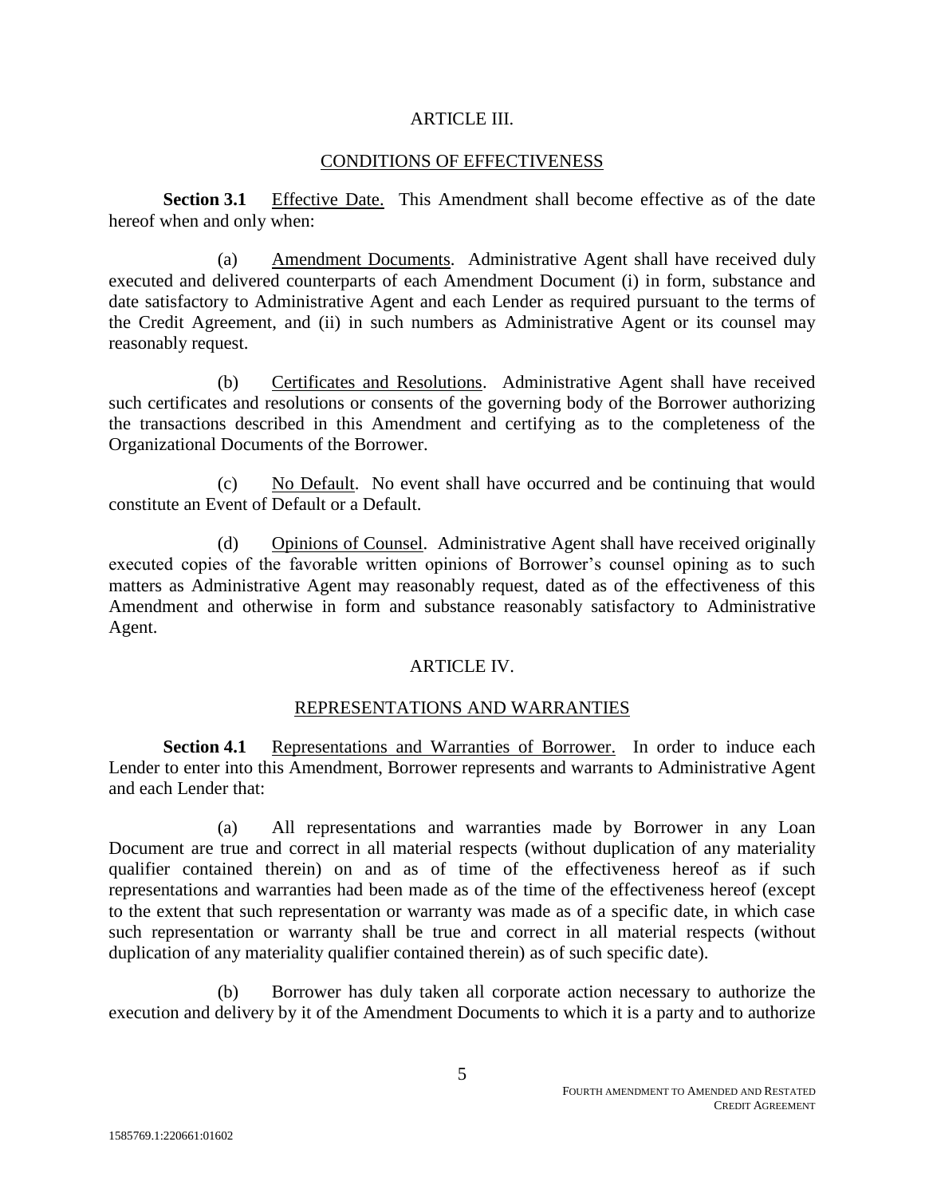## ARTICLE III.

## CONDITIONS OF EFFECTIVENESS

**Section 3.1** Effective Date. This Amendment shall become effective as of the date hereof when and only when:

(a) Amendment Documents. Administrative Agent shall have received duly executed and delivered counterparts of each Amendment Document (i) in form, substance and date satisfactory to Administrative Agent and each Lender as required pursuant to the terms of the Credit Agreement, and (ii) in such numbers as Administrative Agent or its counsel may reasonably request.

(b) Certificates and Resolutions. Administrative Agent shall have received such certificates and resolutions or consents of the governing body of the Borrower authorizing the transactions described in this Amendment and certifying as to the completeness of the Organizational Documents of the Borrower.

(c) No Default. No event shall have occurred and be continuing that would constitute an Event of Default or a Default.

(d) Opinions of Counsel. Administrative Agent shall have received originally executed copies of the favorable written opinions of Borrower's counsel opining as to such matters as Administrative Agent may reasonably request, dated as of the effectiveness of this Amendment and otherwise in form and substance reasonably satisfactory to Administrative Agent.

## ARTICLE IV.

## REPRESENTATIONS AND WARRANTIES

**Section 4.1** Representations and Warranties of Borrower. In order to induce each Lender to enter into this Amendment, Borrower represents and warrants to Administrative Agent and each Lender that:

(a) All representations and warranties made by Borrower in any Loan Document are true and correct in all material respects (without duplication of any materiality qualifier contained therein) on and as of time of the effectiveness hereof as if such representations and warranties had been made as of the time of the effectiveness hereof (except to the extent that such representation or warranty was made as of a specific date, in which case such representation or warranty shall be true and correct in all material respects (without duplication of any materiality qualifier contained therein) as of such specific date).

(b) Borrower has duly taken all corporate action necessary to authorize the execution and delivery by it of the Amendment Documents to which it is a party and to authorize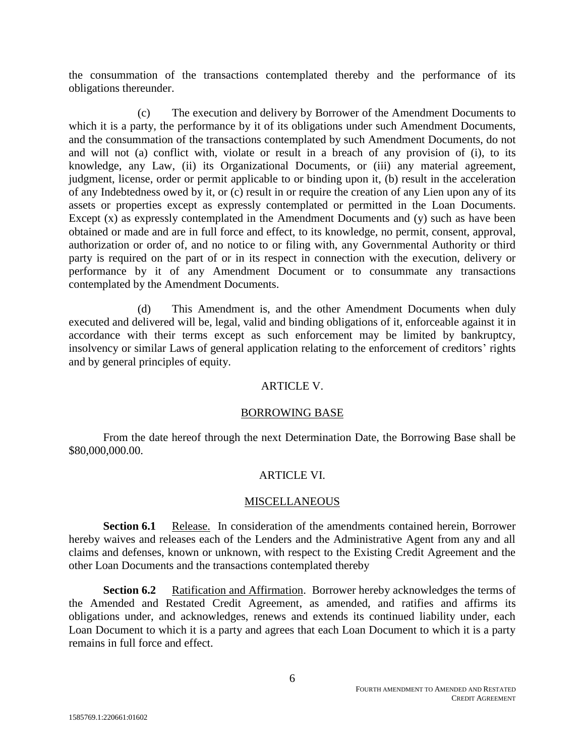the consummation of the transactions contemplated thereby and the performance of its obligations thereunder.

(c) The execution and delivery by Borrower of the Amendment Documents to which it is a party, the performance by it of its obligations under such Amendment Documents, and the consummation of the transactions contemplated by such Amendment Documents, do not and will not (a) conflict with, violate or result in a breach of any provision of (i), to its knowledge, any Law, (ii) its Organizational Documents, or (iii) any material agreement, judgment, license, order or permit applicable to or binding upon it, (b) result in the acceleration of any Indebtedness owed by it, or (c) result in or require the creation of any Lien upon any of its assets or properties except as expressly contemplated or permitted in the Loan Documents. Except (x) as expressly contemplated in the Amendment Documents and (y) such as have been obtained or made and are in full force and effect, to its knowledge, no permit, consent, approval, authorization or order of, and no notice to or filing with, any Governmental Authority or third party is required on the part of or in its respect in connection with the execution, delivery or performance by it of any Amendment Document or to consummate any transactions contemplated by the Amendment Documents.

(d) This Amendment is, and the other Amendment Documents when duly executed and delivered will be, legal, valid and binding obligations of it, enforceable against it in accordance with their terms except as such enforcement may be limited by bankruptcy, insolvency or similar Laws of general application relating to the enforcement of creditors' rights and by general principles of equity.

## ARTICLE V.

## BORROWING BASE

From the date hereof through the next Determination Date, the Borrowing Base shall be $80,000,000.00.

## ARTICLE VI.

## MISCELLANEOUS

**Section 6.1** Release. In consideration of the amendments contained herein, Borrower hereby waives and releases each of the Lenders and the Administrative Agent from any and all claims and defenses, known or unknown, with respect to the Existing Credit Agreement and the other Loan Documents and the transactions contemplated thereby

**Section 6.2** Ratification and Affirmation. Borrower hereby acknowledges the terms of the Amended and Restated Credit Agreement, as amended, and ratifies and affirms its obligations under, and acknowledges, renews and extends its continued liability under, each Loan Document to which it is a party and agrees that each Loan Document to which it is a party remains in full force and effect.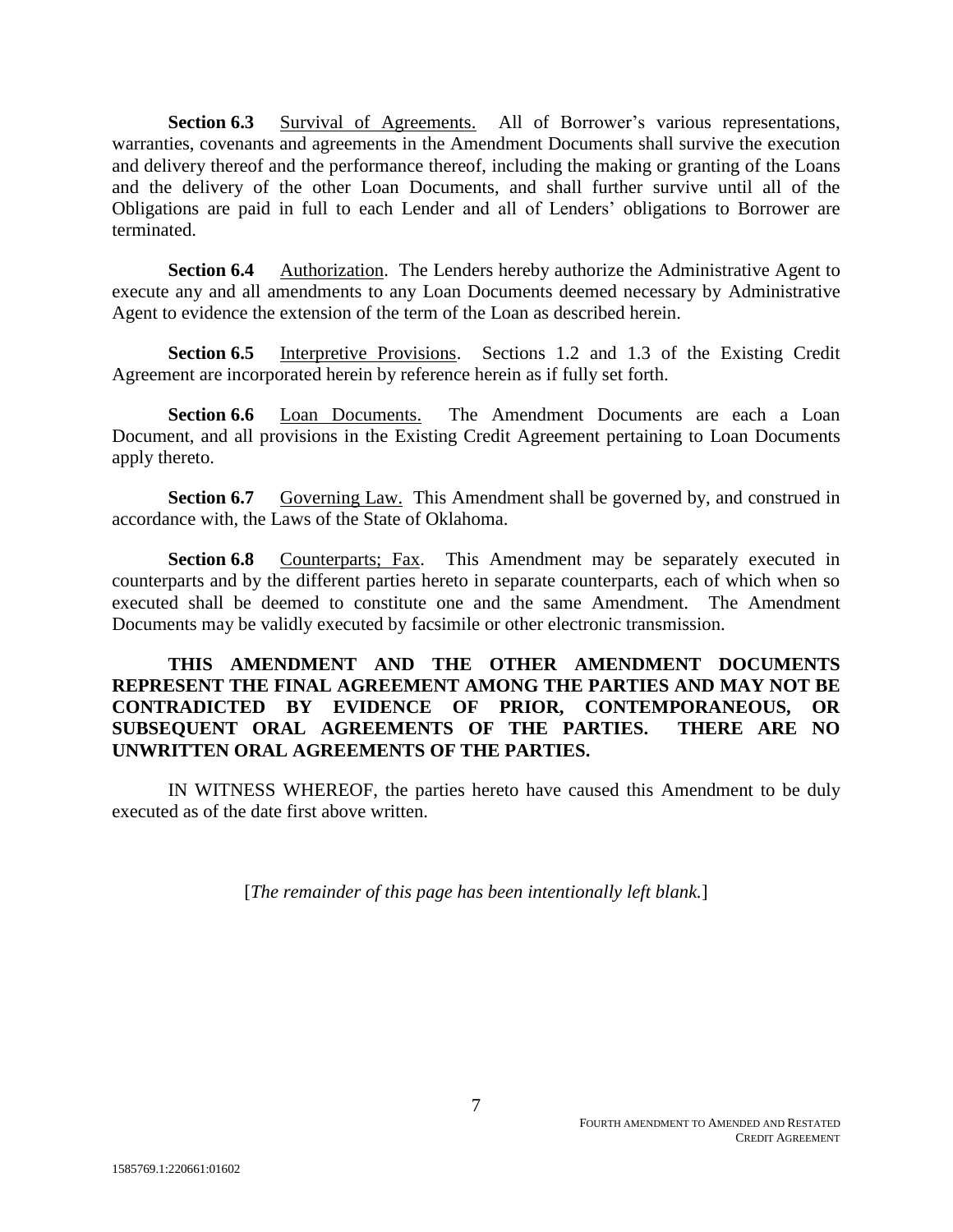**Section 6.3** Survival of Agreements. All of Borrower's various representations, warranties, covenants and agreements in the Amendment Documents shall survive the execution and delivery thereof and the performance thereof, including the making or granting of the Loans and the delivery of the other Loan Documents, and shall further survive until all of the Obligations are paid in full to each Lender and all of Lenders' obligations to Borrower are terminated.

**Section 6.4** Authorization. The Lenders hereby authorize the Administrative Agent to execute any and all amendments to any Loan Documents deemed necessary by Administrative Agent to evidence the extension of the term of the Loan as described herein.

**Section 6.5** Interpretive Provisions. Sections 1.2 and 1.3 of the Existing Credit Agreement are incorporated herein by reference herein as if fully set forth.

**Section 6.6** Loan Documents. The Amendment Documents are each a Loan Document, and all provisions in the Existing Credit Agreement pertaining to Loan Documents apply thereto.

**Section 6.7** Governing Law. This Amendment shall be governed by, and construed in accordance with, the Laws of the State of Oklahoma.

**Section 6.8** Counterparts; Fax. This Amendment may be separately executed in counterparts and by the different parties hereto in separate counterparts, each of which when so executed shall be deemed to constitute one and the same Amendment. The Amendment Documents may be validly executed by facsimile or other electronic transmission.

**THIS AMENDMENT AND THE OTHER AMENDMENT DOCUMENTS REPRESENT THE FINAL AGREEMENT AMONG THE PARTIES AND MAY NOT BE CONTRADICTED BY EVIDENCE OF PRIOR, CONTEMPORANEOUS, OR SUBSEQUENT ORAL AGREEMENTS OF THE PARTIES. THERE ARE NO UNWRITTEN ORAL AGREEMENTS OF THE PARTIES.**

IN WITNESS WHEREOF, the parties hereto have caused this Amendment to be duly executed as of the date first above written.

[*The remainder of this page has been intentionally left blank.*]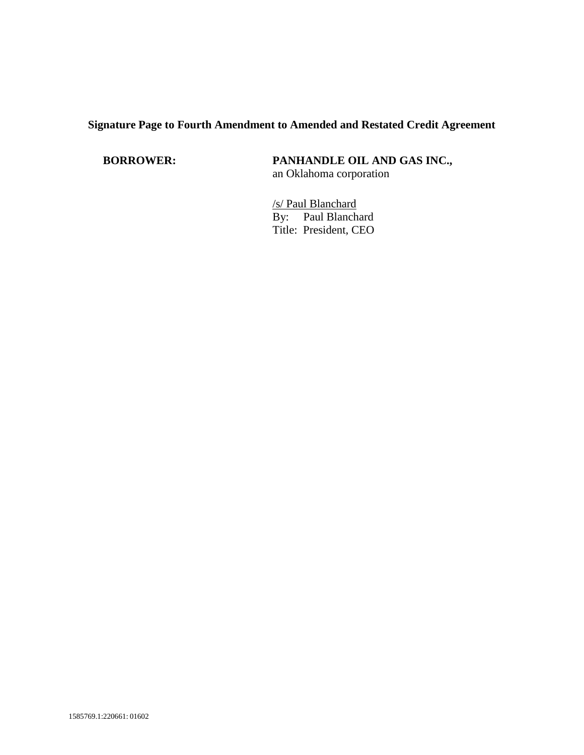**Signature Page to Fourth Amendment to Amended and Restated Credit Agreement**

**BORROWER:**

**PANHANDLE OIL AND GAS INC.,**
an Oklahoma corporation

/s/ Paul Blanchard
By: Paul Blanchard
Title: President, CEO

1585769.1:220661: 01602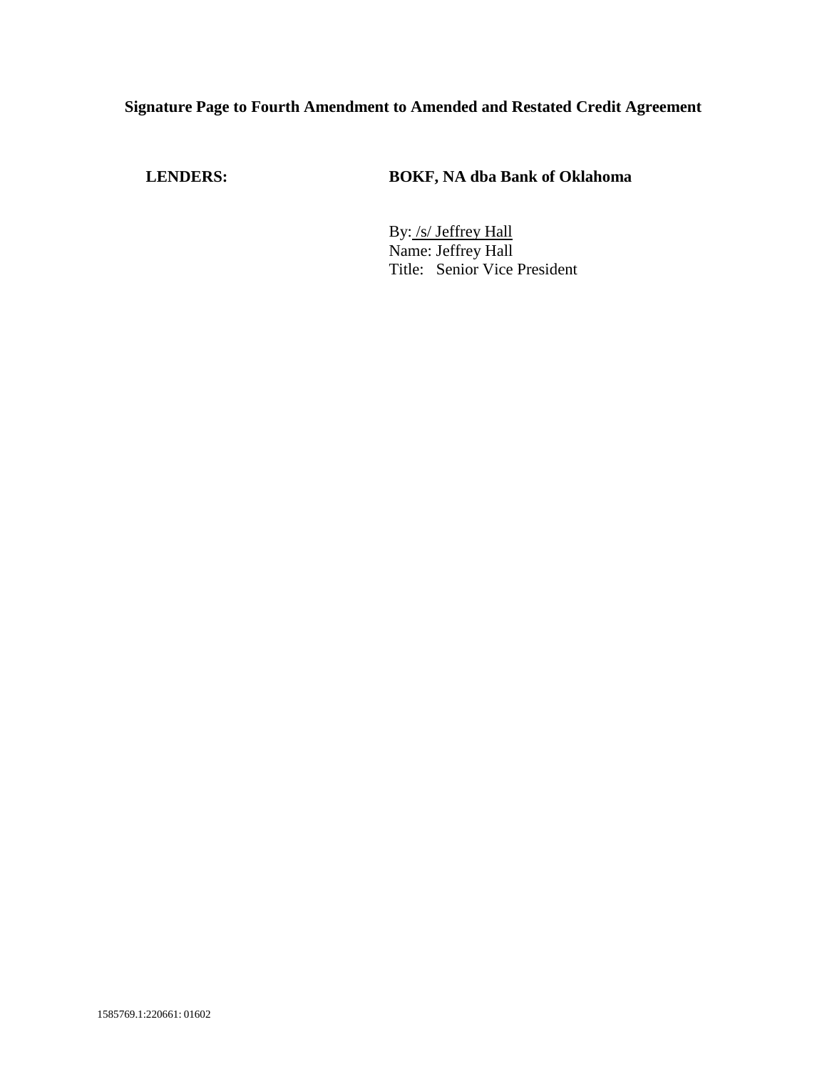**Signature Page to Fourth Amendment to Amended and Restated Credit Agreement**

**LENDERS:** **BOKF, NA dba Bank of Oklahoma**

By: /s/ Jeffrey Hall
Name: Jeffrey Hall
Title: Senior Vice President

1585769.1:220661: 01602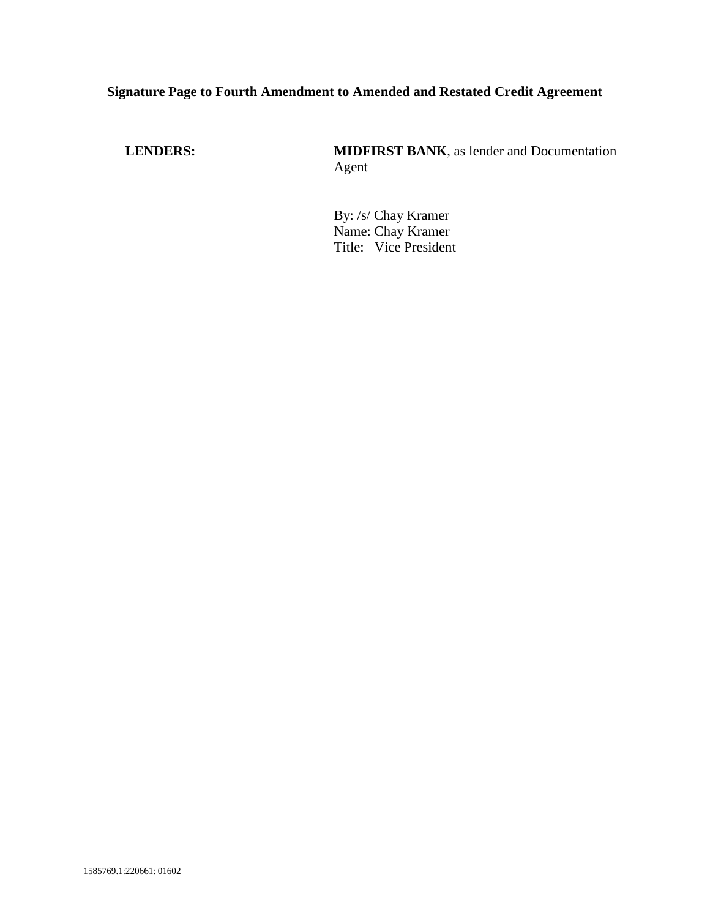**Signature Page to Fourth Amendment to Amended and Restated Credit Agreement**

**LENDERS:**

**MIDFIRST BANK**, as lender and Documentation Agent

By: /s/ Chay Kramer
Name: Chay Kramer
Title: Vice President

1585769.1:220661: 01602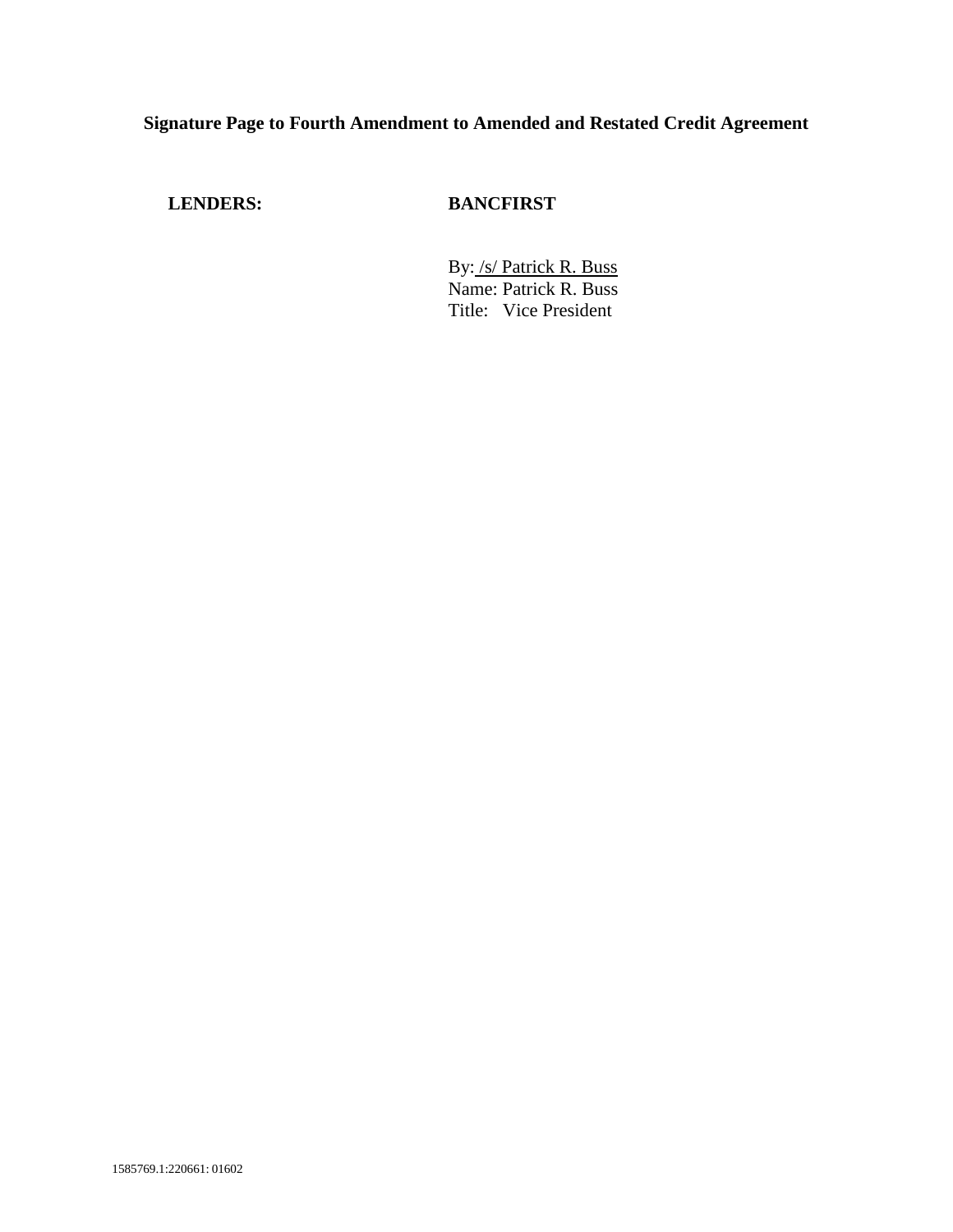**Signature Page to Fourth Amendment to Amended and Restated Credit Agreement**

**LENDERS:** **BANCFIRST**

By: /s/ Patrick R. Buss
Name: Patrick R. Buss
Title: Vice President

1585769.1:220661: 01602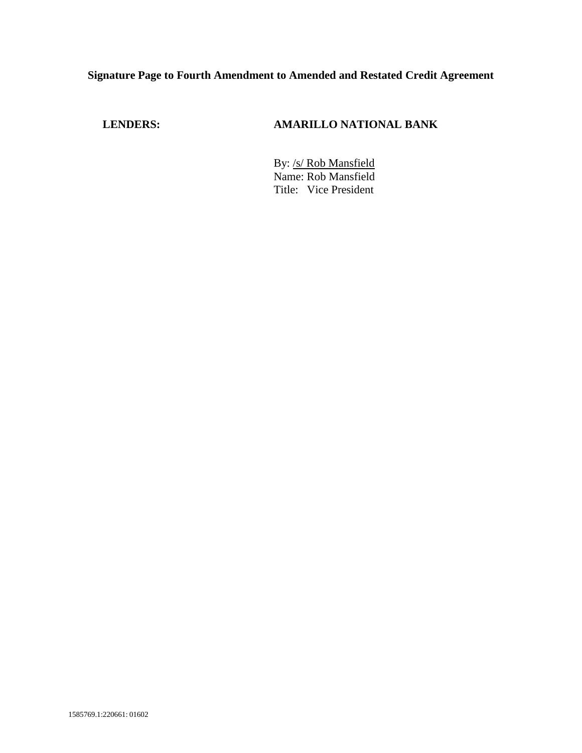**Signature Page to Fourth Amendment to Amended and Restated Credit Agreement**

**LENDERS:** **AMARILLO NATIONAL BANK**

By: /s/ Rob Mansfield
Name: Rob Mansfield
Title: Vice President

1585769.1:220661: 01602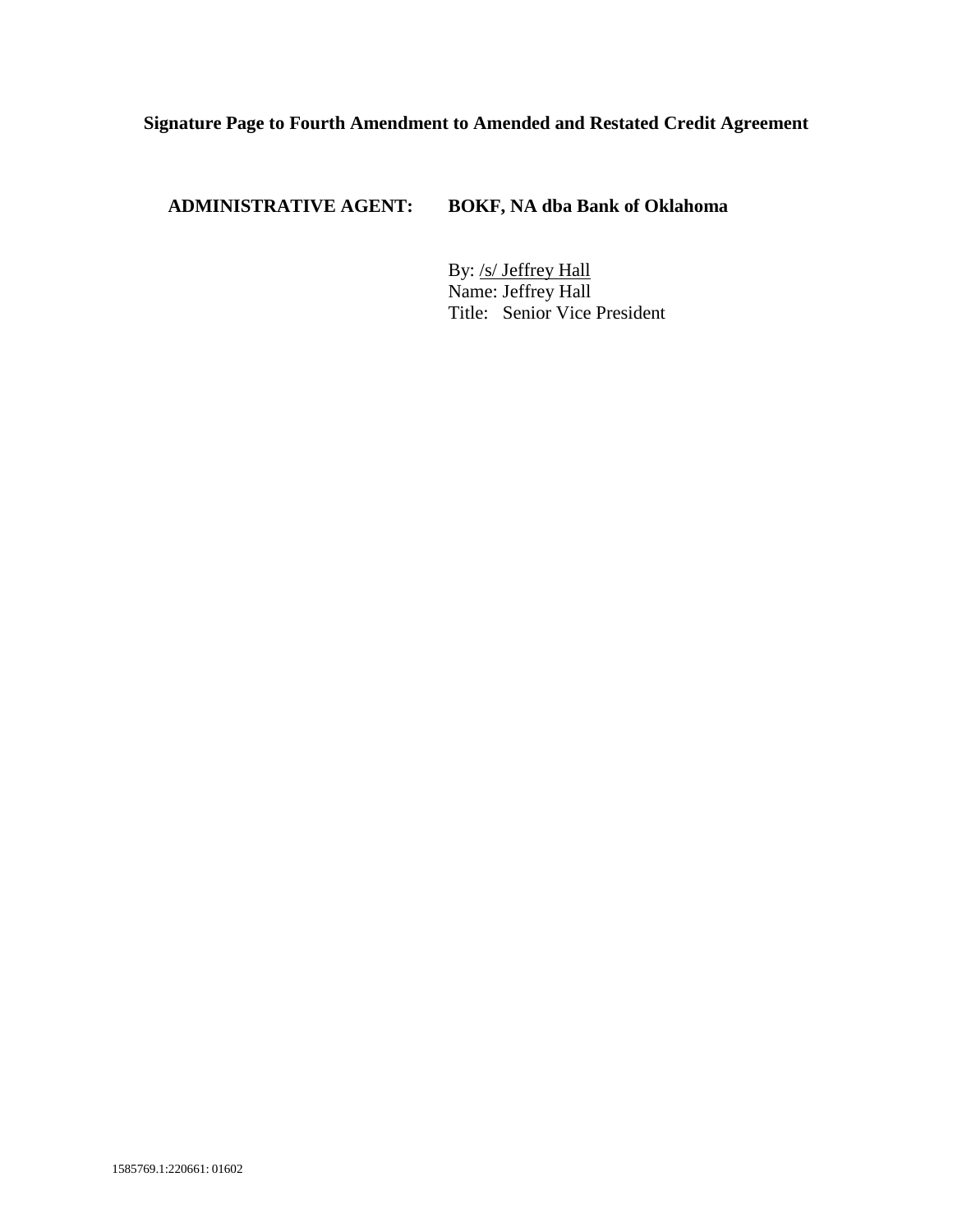**Signature Page to Fourth Amendment to Amended and Restated Credit Agreement**

**ADMINISTRATIVE AGENT: BOKF, NA dba Bank of Oklahoma**

By: /s/ Jeffrey Hall
Name: Jeffrey Hall
Title: Senior Vice President

1585769.1:220661: 01602